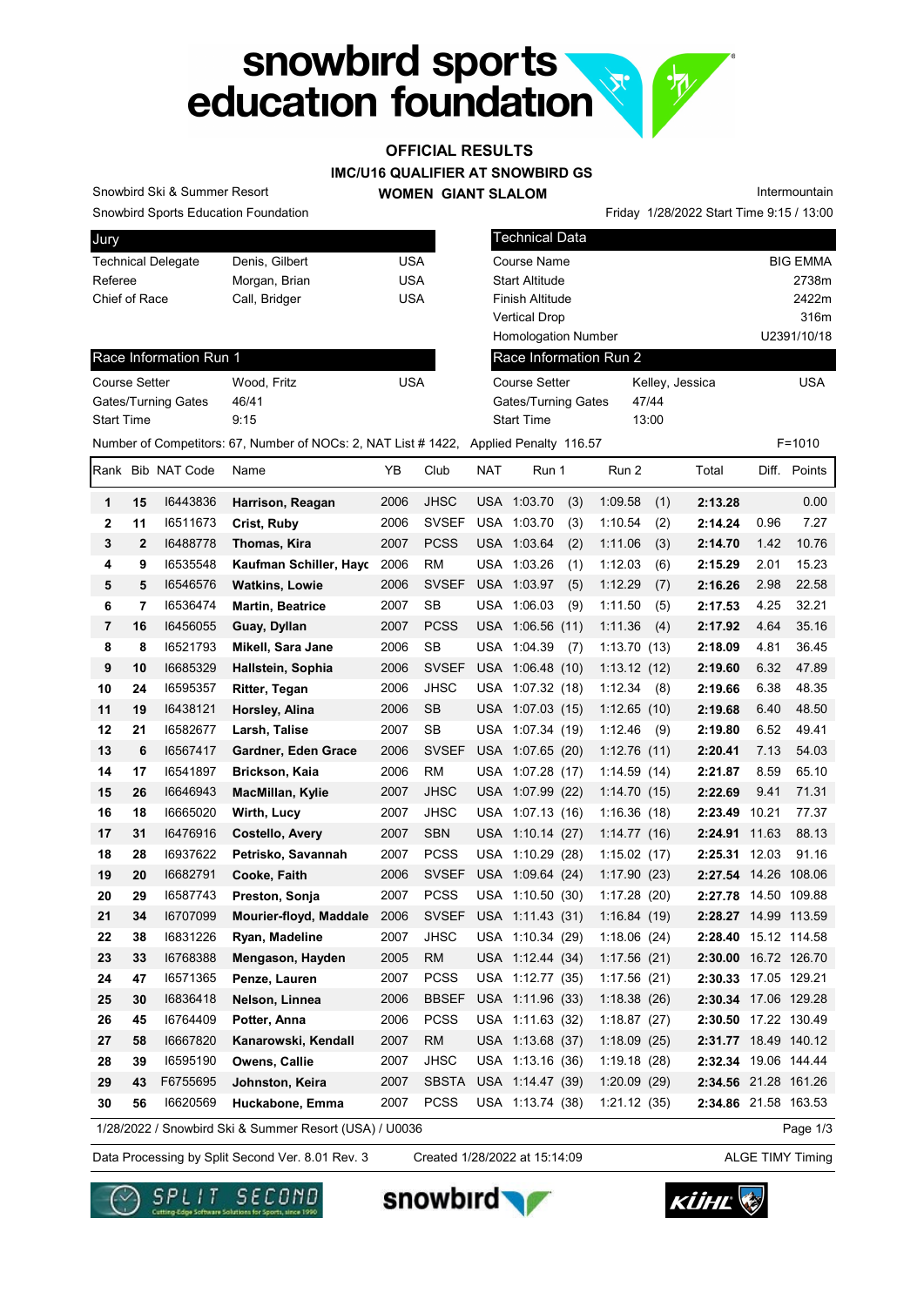# snowbird sports education foundation

## OFFICIAL RESULTS

### IMC/U16 QUALIFIER AT SNOWBIRD GS

### WOMEN GIANT SLALOM

Snowbird Ski & Summer Resort

Snowbird Sports Education Foundation

Intermountain

Friday 1/28/2022 Start Time 9:15 / 13:00

| Jury | | |
|---|---|---|
| Technical Delegate | Denis, Gilbert | USA |
| Referee | Morgan, Brian | USA |
| Chief of Race | Call, Bridger | USA |

| Technical Data | |
|---|---|
| Course Name | BIG EMMA |
| Start Altitude | 2738m |
| Finish Altitude | 2422m |
| Vertical Drop | 316m |
| Homologation Number | U2391/10/18 |

| Race Information Run 1 | | |
|---|---|---|
| Course Setter | Wood, Fritz | USA |
| Gates/Turning Gates | 46/41 | |
| Start Time | 9:15 | |

| Race Information Run 2 | | |
|---|---|---|
| Course Setter | Kelley, Jessica | USA |
| Gates/Turning Gates | 47/44 | |
| Start Time | 13:00 | |

Number of Competitors: 67, Number of NOCs: 2, NAT List # 1422, Applied Penalty 116.57 F=1010

| Rank | Bib | NAT Code | Name | YB | Club | NAT | Run 1 | | Run 2 | | Total | Diff. | Points |
|---|---|---|---|---|---|---|---|---|---|---|---|---|---|
| 1 | 15 | I6443836 | **Harrison, Reagan** | 2006 | JHSC | USA | 1:03.70 | (3) | 1:09.58 | (1) | **2:13.28** | | 0.00 |
| 2 | 11 | I6511673 | **Crist, Ruby** | 2006 | SVSEF | USA | 1:03.70 | (3) | 1:10.54 | (2) | **2:14.24** | 0.96 | 7.27 |
| 3 | 2 | I6488778 | **Thomas, Kira** | 2007 | PCSS | USA | 1:03.64 | (2) | 1:11.06 | (3) | **2:14.70** | 1.42 | 10.76 |
| 4 | 9 | I6535548 | **Kaufman Schiller, Hayc** | 2006 | RM | USA | 1:03.26 | (1) | 1:12.03 | (6) | **2:15.29** | 2.01 | 15.23 |
| 5 | 5 | I6546576 | **Watkins, Lowie** | 2006 | SVSEF | USA | 1:03.97 | (5) | 1:12.29 | (7) | **2:16.26** | 2.98 | 22.58 |
| 6 | 7 | I6536474 | **Martin, Beatrice** | 2007 | SB | USA | 1:06.03 | (9) | 1:11.50 | (5) | **2:17.53** | 4.25 | 32.21 |
| 7 | 16 | I6456055 | **Guay, Dyllan** | 2007 | PCSS | USA | 1:06.56 | (11) | 1:11.36 | (4) | **2:17.92** | 4.64 | 35.16 |
| 8 | 8 | I6521793 | **Mikell, Sara Jane** | 2006 | SB | USA | 1:04.39 | (7) | 1:13.70 | (13) | **2:18.09** | 4.81 | 36.45 |
| 9 | 10 | I6685329 | **Hallstein, Sophia** | 2006 | SVSEF | USA | 1:06.48 | (10) | 1:13.12 | (12) | **2:19.60** | 6.32 | 47.89 |
| 10 | 24 | I6595357 | **Ritter, Tegan** | 2006 | JHSC | USA | 1:07.32 | (18) | 1:12.34 | (8) | **2:19.66** | 6.38 | 48.35 |
| 11 | 19 | I6438121 | **Horsley, Alina** | 2006 | SB | USA | 1:07.03 | (15) | 1:12.65 | (10) | **2:19.68** | 6.40 | 48.50 |
| 12 | 21 | I6582677 | **Larsh, Talise** | 2007 | SB | USA | 1:07.34 | (19) | 1:12.46 | (9) | **2:19.80** | 6.52 | 49.41 |
| 13 | 6 | I6567417 | **Gardner, Eden Grace** | 2006 | SVSEF | USA | 1:07.65 | (20) | 1:12.76 | (11) | **2:20.41** | 7.13 | 54.03 |
| 14 | 17 | I6541897 | **Brickson, Kaia** | 2006 | RM | USA | 1:07.28 | (17) | 1:14.59 | (14) | **2:21.87** | 8.59 | 65.10 |
| 15 | 26 | I6646943 | **MacMillan, Kylie** | 2007 | JHSC | USA | 1:07.99 | (22) | 1:14.70 | (15) | **2:22.69** | 9.41 | 71.31 |
| 16 | 18 | I6665020 | **Wirth, Lucy** | 2007 | JHSC | USA | 1:07.13 | (16) | 1:16.36 | (18) | **2:23.49** | 10.21 | 77.37 |
| 17 | 31 | I6476916 | **Costello, Avery** | 2007 | SBN | USA | 1:10.14 | (27) | 1:14.77 | (16) | **2:24.91** | 11.63 | 88.13 |
| 18 | 28 | I6937622 | **Petrisko, Savannah** | 2007 | PCSS | USA | 1:10.29 | (28) | 1:15.02 | (17) | **2:25.31** | 12.03 | 91.16 |
| 19 | 20 | I6682791 | **Cooke, Faith** | 2006 | SVSEF | USA | 1:09.64 | (24) | 1:17.90 | (23) | **2:27.54** | 14.26 | 108.06 |
| 20 | 29 | I6587743 | **Preston, Sonja** | 2007 | PCSS | USA | 1:10.50 | (30) | 1:17.28 | (20) | **2:27.78** | 14.50 | 109.88 |
| 21 | 34 | I6707099 | **Mourier-floyd, Maddale** | 2006 | SVSEF | USA | 1:11.43 | (31) | 1:16.84 | (19) | **2:28.27** | 14.99 | 113.59 |
| 22 | 38 | I6831226 | **Ryan, Madeline** | 2007 | JHSC | USA | 1:10.34 | (29) | 1:18.06 | (24) | **2:28.40** | 15.12 | 114.58 |
| 23 | 33 | I6768388 | **Mengason, Hayden** | 2005 | RM | USA | 1:12.44 | (34) | 1:17.56 | (21) | **2:30.00** | 16.72 | 126.70 |
| 24 | 47 | I6571365 | **Penze, Lauren** | 2007 | PCSS | USA | 1:12.77 | (35) | 1:17.56 | (21) | **2:30.33** | 17.05 | 129.21 |
| 25 | 30 | I6836418 | **Nelson, Linnea** | 2006 | BBSEF | USA | 1:11.96 | (33) | 1:18.38 | (26) | **2:30.34** | 17.06 | 129.28 |
| 26 | 45 | I6764409 | **Potter, Anna** | 2006 | PCSS | USA | 1:11.63 | (32) | 1:18.87 | (27) | **2:30.50** | 17.22 | 130.49 |
| 27 | 58 | I6667820 | **Kanarowski, Kendall** | 2007 | RM | USA | 1:13.68 | (37) | 1:18.09 | (25) | **2:31.77** | 18.49 | 140.12 |
| 28 | 39 | I6595190 | **Owens, Callie** | 2007 | JHSC | USA | 1:13.16 | (36) | 1:19.18 | (28) | **2:32.34** | 19.06 | 144.44 |
| 29 | 43 | F6755695 | **Johnston, Keira** | 2007 | SBSTA | USA | 1:14.47 | (39) | 1:20.09 | (29) | **2:34.56** | 21.28 | 161.26 |
| 30 | 56 | I6620569 | **Huckabone, Emma** | 2007 | PCSS | USA | 1:13.74 | (38) | 1:21.12 | (35) | **2:34.86** | 21.58 | 163.53 |

1/28/2022 / Snowbird Ski & Summer Resort (USA) / U0036

Data Processing by Split Second Ver. 8.01 Rev. 3 Created 1/28/2022 at 15:14:09 ALGE TIMY Timing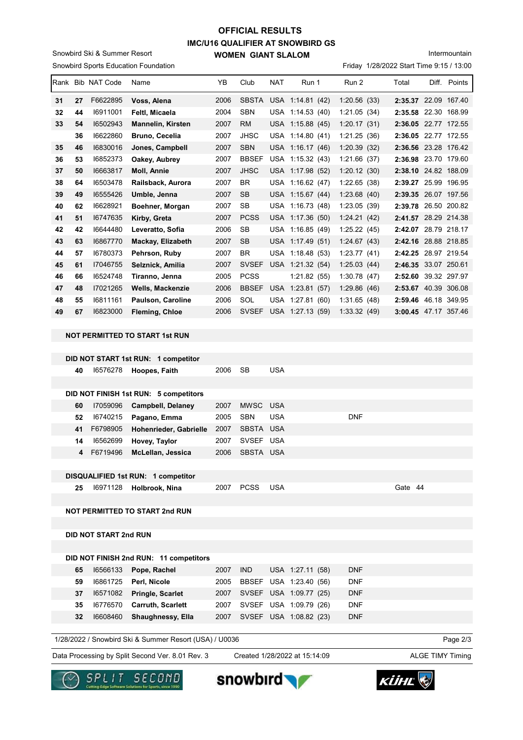# OFFICIAL RESULTS

## IMC/U16 QUALIFIER AT SNOWBIRD GS

### WOMEN GIANT SLALOM

Snowbird Ski & Summer Resort
Snowbird Sports Education Foundation

Intermountain
Friday 1/28/2022 Start Time 9:15 / 13:00

| Rank | Bib | NAT Code | Name | YB | Club | NAT | Run 1 | Run 2 | Total | Diff. | Points |
|---|---|---|---|---|---|---|---|---|---|---|---|
| **31** | **27** | F6622895 | **Voss, Alena** | 2006 | SBSTA | USA | 1:14.81 (42) | 1:20.56 (33) | **2:35.37** | 22.09 | 167.40 |
| **32** | **44** | I6911001 | **Feltl, Micaela** | 2004 | SBN | USA | 1:14.53 (40) | 1:21.05 (34) | **2:35.58** | 22.30 | 168.99 |
| **33** | **54** | I6502943 | **Mannelin, Kirsten** | 2007 | RM | USA | 1:15.88 (45) | 1:20.17 (31) | **2:36.05** | 22.77 | 172.55 |
| | **36** | I6622860 | **Bruno, Cecelia** | 2007 | JHSC | USA | 1:14.80 (41) | 1:21.25 (36) | **2:36.05** | 22.77 | 172.55 |
| **35** | **46** | I6830016 | **Jones, Campbell** | 2007 | SBN | USA | 1:16.17 (46) | 1:20.39 (32) | **2:36.56** | 23.28 | 176.42 |
| **36** | **53** | I6852373 | **Oakey, Aubrey** | 2007 | BBSEF | USA | 1:15.32 (43) | 1:21.66 (37) | **2:36.98** | 23.70 | 179.60 |
| **37** | **50** | I6663817 | **Moll, Annie** | 2007 | JHSC | USA | 1:17.98 (52) | 1:20.12 (30) | **2:38.10** | 24.82 | 188.09 |
| **38** | **64** | I6503478 | **Railsback, Aurora** | 2007 | BR | USA | 1:16.62 (47) | 1:22.65 (38) | **2:39.27** | 25.99 | 196.95 |
| **39** | **49** | I6555426 | **Umble, Jenna** | 2007 | SB | USA | 1:15.67 (44) | 1:23.68 (40) | **2:39.35** | 26.07 | 197.56 |
| **40** | **62** | I6628921 | **Boehner, Morgan** | 2007 | SB | USA | 1:16.73 (48) | 1:23.05 (39) | **2:39.78** | 26.50 | 200.82 |
| **41** | **51** | I6747635 | **Kirby, Greta** | 2007 | PCSS | USA | 1:17.36 (50) | 1:24.21 (42) | **2:41.57** | 28.29 | 214.38 |
| **42** | **42** | I6644480 | **Leveratto, Sofia** | 2006 | SB | USA | 1:16.85 (49) | 1:25.22 (45) | **2:42.07** | 28.79 | 218.17 |
| **43** | **63** | I6867770 | **Mackay, Elizabeth** | 2007 | SB | USA | 1:17.49 (51) | 1:24.67 (43) | **2:42.16** | 28.88 | 218.85 |
| **44** | **57** | I6780373 | **Pehrson, Ruby** | 2007 | BR | USA | 1:18.48 (53) | 1:23.77 (41) | **2:42.25** | 28.97 | 219.54 |
| **45** | **61** | I7046755 | **Selznick, Amilia** | 2007 | SVSEF | USA | 1:21.32 (54) | 1:25.03 (44) | **2:46.35** | 33.07 | 250.61 |
| **46** | **66** | I6524748 | **Tiranno, Jenna** | 2005 | PCSS | | 1:21.82 (55) | 1:30.78 (47) | **2:52.60** | 39.32 | 297.97 |
| **47** | **48** | I7021265 | **Wells, Mackenzie** | 2006 | BBSEF | USA | 1:23.81 (57) | 1:29.86 (46) | **2:53.67** | 40.39 | 306.08 |
| **48** | **55** | I6811161 | **Paulson, Caroline** | 2006 | SOL | USA | 1:27.81 (60) | 1:31.65 (48) | **2:59.46** | 46.18 | 349.95 |
| **49** | **67** | I6823000 | **Fleming, Chloe** | 2006 | SVSEF | USA | 1:27.13 (59) | 1:33.32 (49) | **3:00.45** | 47.17 | 357.46 |

**NOT PERMITTED TO START 1st RUN**

**DID NOT START 1st RUN: 1 competitor**

| Bib | NAT Code | Name | YB | Club | NAT | Run 1 | Run 2 | Total |
|---|---|---|---|---|---|---|---|---|
| **40** | I6576278 | **Hoopes, Faith** | 2006 | SB | USA | | | |

**DID NOT FINISH 1st RUN: 5 competitors**

| Bib | NAT Code | Name | YB | Club | NAT | Run 1 | Run 2 | Total |
|---|---|---|---|---|---|---|---|---|
| **60** | I7059096 | **Campbell, Delaney** | 2007 | MWSC | USA | | | |
| **52** | I6740215 | **Pagano, Emma** | 2005 | SBN | USA | | DNF | |
| **41** | F6798905 | **Hohenrieder, Gabrielle** | 2007 | SBSTA | USA | | | |
| **14** | I6562699 | **Hovey, Taylor** | 2007 | SVSEF | USA | | | |
| **4** | F6719496 | **McLellan, Jessica** | 2006 | SBSTA | USA | | | |

**DISQUALIFIED 1st RUN: 1 competitor**

| Bib | NAT Code | Name | YB | Club | NAT | Run 1 | Run 2 | Total |
|---|---|---|---|---|---|---|---|---|
| **25** | I6971128 | **Holbrook, Nina** | 2007 | PCSS | USA | | | Gate 44 |

**NOT PERMITTED TO START 2nd RUN**

**DID NOT START 2nd RUN**

**DID NOT FINISH 2nd RUN: 11 competitors**

| Bib | NAT Code | Name | YB | Club | NAT | Run 1 | Run 2 | Total |
|---|---|---|---|---|---|---|---|---|
| **65** | I6566133 | **Pope, Rachel** | 2007 | IND | USA | 1:27.11 (58) | DNF | |
| **59** | I6861725 | **Perl, Nicole** | 2005 | BBSEF | USA | 1:23.40 (56) | DNF | |
| **37** | I6571082 | **Pringle, Scarlet** | 2007 | SVSEF | USA | 1:09.77 (25) | DNF | |
| **35** | I6776570 | **Carruth, Scarlett** | 2007 | SVSEF | USA | 1:09.79 (26) | DNF | |
| **32** | I6608460 | **Shaughnessy, Ella** | 2007 | SVSEF | USA | 1:08.82 (23) | DNF | |

1/28/2022 / Snowbird Ski & Summer Resort (USA) / U0036

Data Processing by Split Second Ver. 8.01 Rev. 3 — Created 1/28/2022 at 15:14:09 — ALGE TIMY Timing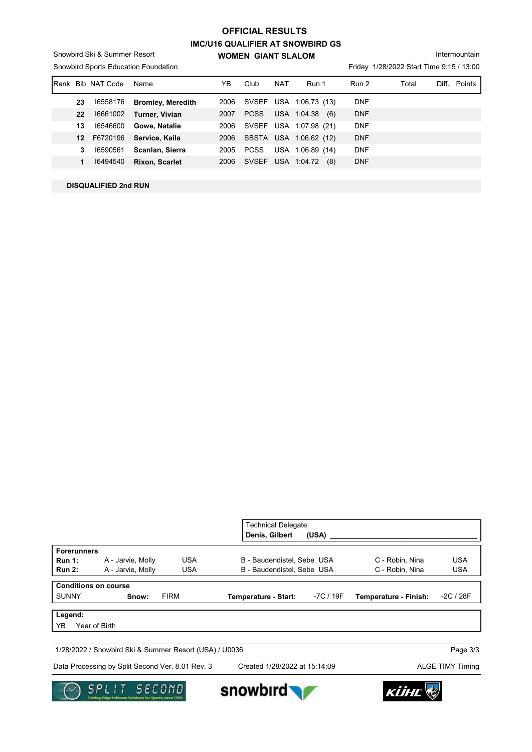# OFFICIAL RESULTS

## IMC/U16 QUALIFIER AT SNOWBIRD GS

### WOMEN GIANT SLALOM

Snowbird Ski & Summer Resort
Snowbird Sports Education Foundation

Intermountain
Friday 1/28/2022 Start Time 9:15 / 13:00

| Rank | Bib | NAT Code | Name | YB | Club | NAT | Run 1 | Run 2 | Total | Diff. | Points |
|---|---|---|---|---|---|---|---|---|---|---|---|
| | **23** | I6558176 | **Bromley, Meredith** | 2006 | SVSEF | USA | 1:06.73 (13) | DNF | | | |
| | **22** | I6661002 | **Turner, Vivian** | 2007 | PCSS | USA | 1:04.38 (6) | DNF | | | |
| | **13** | I6546600 | **Gowe, Natalie** | 2006 | SVSEF | USA | 1:07.98 (21) | DNF | | | |
| | **12** | F6720196 | **Service, Kaila** | 2006 | SBSTA | USA | 1:06.62 (12) | DNF | | | |
| | **3** | I6590561 | **Scanlan, Sierra** | 2005 | PCSS | USA | 1:06.89 (14) | DNF | | | |
| | **1** | I6494540 | **Rixon, Scarlet** | 2006 | SVSEF | USA | 1:04.72 (8) | DNF | | | |

**DISQUALIFIED 2nd RUN**

Technical Delegate:
**Denis, Gilbert** **(USA)** ____________________

| **Forerunners** | | | | | | |
|---|---|---|---|---|---|---|
| **Run 1:** | A - Jarvie, Molly | USA | B - Baudendistel, Sebe | USA | C - Robin, Nina | USA |
| **Run 2:** | A - Jarvie, Molly | USA | B - Baudendistel, Sebe | USA | C - Robin, Nina | USA |

**Conditions on course**
SUNNY **Snow:** FIRM **Temperature - Start:** -7C / 19F **Temperature - Finish:** -2C / 28F

**Legend:**
YB Year of Birth

1/28/2022 / Snowbird Ski & Summer Resort (USA) / U0036

Data Processing by Split Second Ver. 8.01 Rev. 3 Created 1/28/2022 at 15:14:09 ALGE TIMY Timing